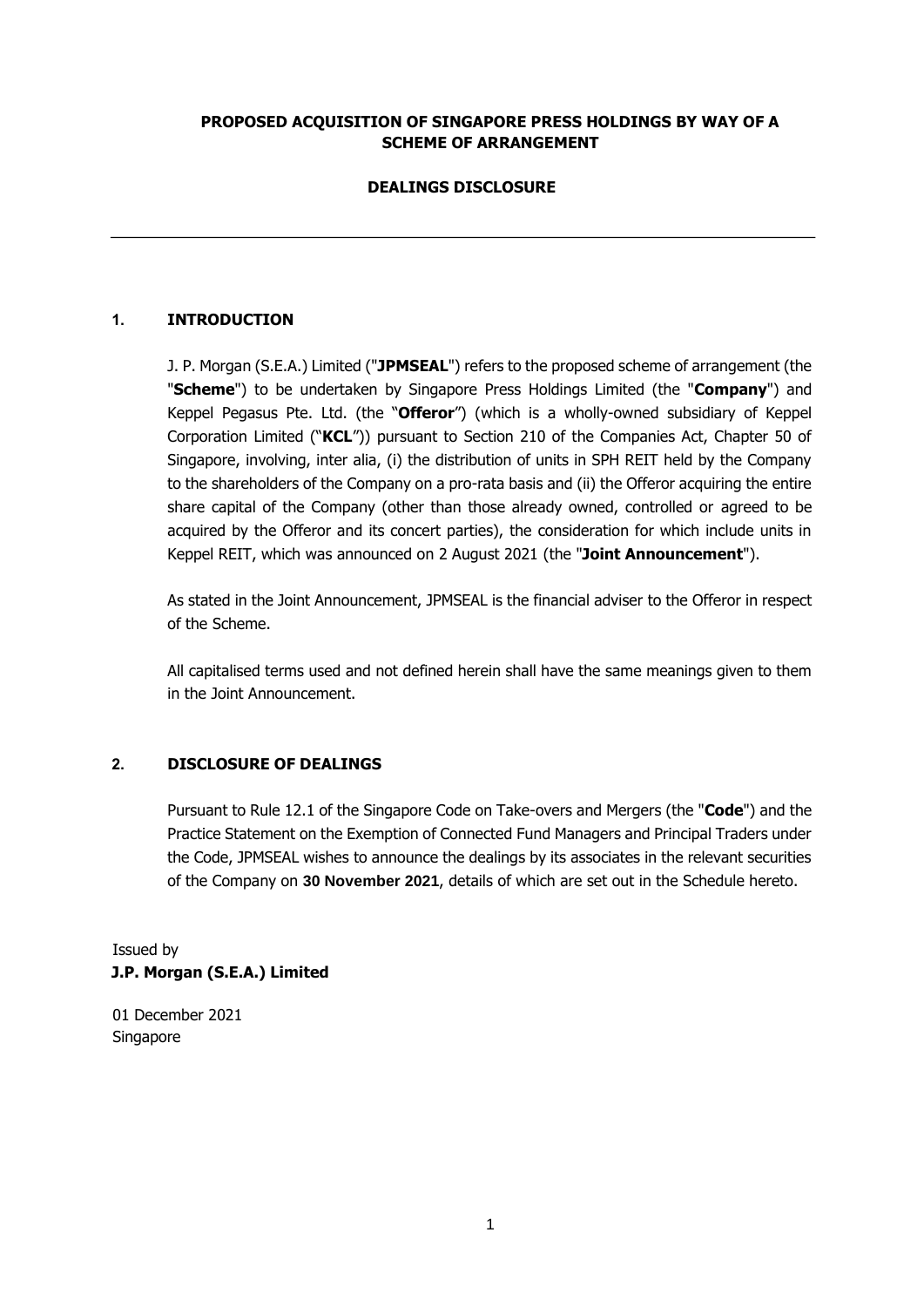# PROPOSED ACQUISITION OF SINGAPORE PRESS HOLDINGS BY WAY OF A SCHEME OF ARRANGEMENT

## DEALINGS DISCLOSURE

---

## 1. INTRODUCTION

J. P. Morgan (S.E.A.) Limited ("**JPMSEAL**") refers to the proposed scheme of arrangement (the "**Scheme**") to be undertaken by Singapore Press Holdings Limited (the "**Company**") and Keppel Pegasus Pte. Ltd. (the "**Offeror**") (which is a wholly-owned subsidiary of Keppel Corporation Limited ("**KCL**")) pursuant to Section 210 of the Companies Act, Chapter 50 of Singapore, involving, inter alia, (i) the distribution of units in SPH REIT held by the Company to the shareholders of the Company on a pro-rata basis and (ii) the Offeror acquiring the entire share capital of the Company (other than those already owned, controlled or agreed to be acquired by the Offeror and its concert parties), the consideration for which include units in Keppel REIT, which was announced on 2 August 2021 (the "**Joint Announcement**").

As stated in the Joint Announcement, JPMSEAL is the financial adviser to the Offeror in respect of the Scheme.

All capitalised terms used and not defined herein shall have the same meanings given to them in the Joint Announcement.

## 2. DISCLOSURE OF DEALINGS

Pursuant to Rule 12.1 of the Singapore Code on Take-overs and Mergers (the "**Code**") and the Practice Statement on the Exemption of Connected Fund Managers and Principal Traders under the Code, JPMSEAL wishes to announce the dealings by its associates in the relevant securities of the Company on **30 November 2021**, details of which are set out in the Schedule hereto.

Issued by
**J.P. Morgan (S.E.A.) Limited**

01 December 2021
Singapore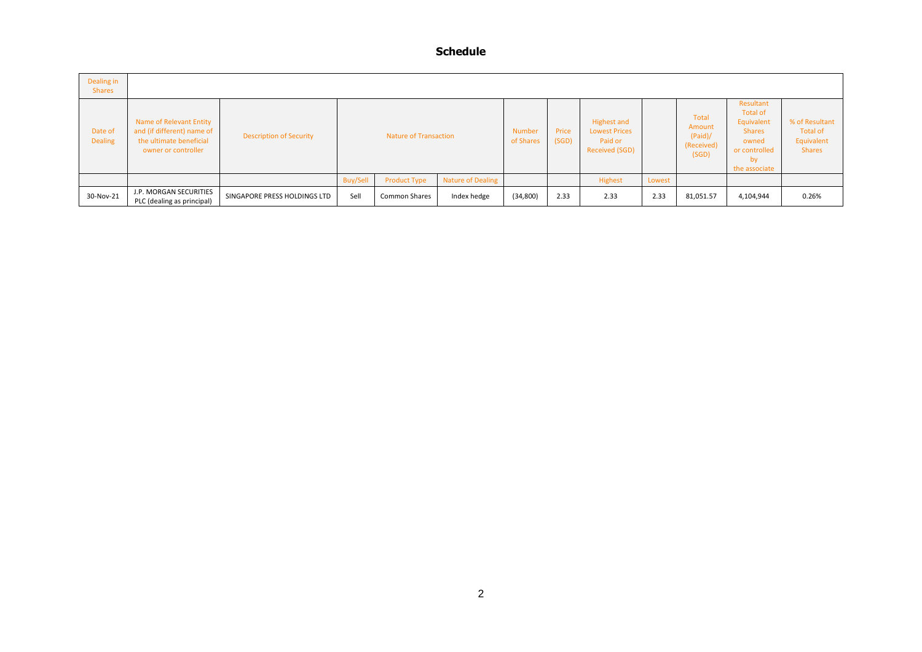## Schedule

| Dealing in Shares | | | | | | | | | | | | |
|---|---|---|---|---|---|---|---|---|---|---|---|---|
| Date of Dealing | Name of Relevant Entity and (if different) name of the ultimate beneficial owner or controller | Description of Security | Nature of Transaction | | | Number of Shares | Price (SGD) | Highest and Lowest Prices Paid or Received (SGD) | | Total Amount (Paid)/ (Received) (SGD) | Resultant Total of Equivalent Shares owned or controlled by the associate | % of Resultant Total of Equivalent Shares |
| | | | Buy/Sell | Product Type | Nature of Dealing | | | Highest | Lowest | | | |
| 30-Nov-21 | J.P. MORGAN SECURITIES PLC (dealing as principal) | SINGAPORE PRESS HOLDINGS LTD | Sell | Common Shares | Index hedge | (34,800) | 2.33 | 2.33 | 2.33 | 81,051.57 | 4,104,944 | 0.26% |